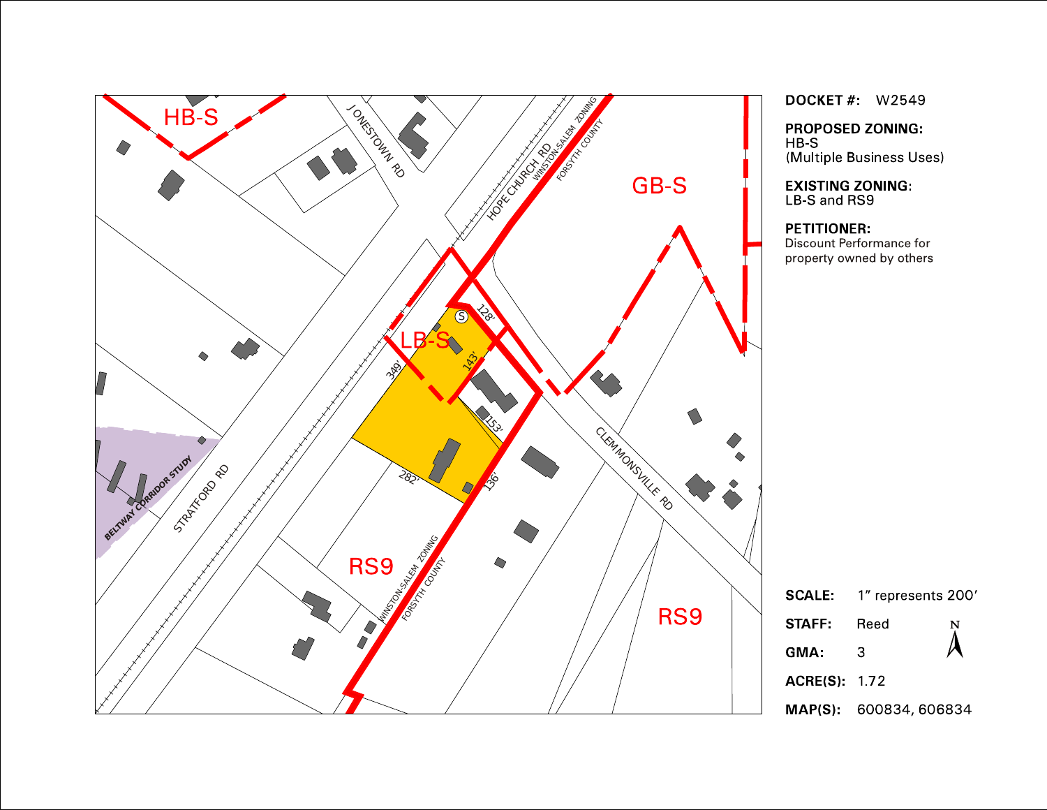**DOCKET #:** W2549

**PROPOSED ZONING:**
HB-S
(Multiple Business Uses)

**EXISTING ZONING:**
LB-S and RS9

**PETITIONER:**
Discount Performance for property owned by others

**SCALE:** 1" represents 200'

**STAFF:** Reed

**GMA:** 3

**ACRE(S):** 1.72

**MAP(S):** 600834, 606834

HB-S

GB-S

LB-S

RS9

RS9

JONESTOWN RD

HOPE CHURCH RD

WINSTON-SALEM ZONING

FORSYTH COUNTY

STRATFORD RD

CLEMMONSVILLE RD

BELTWAY CORRIDOR STUDY

128'

143'

349'

153'

282'

136'

N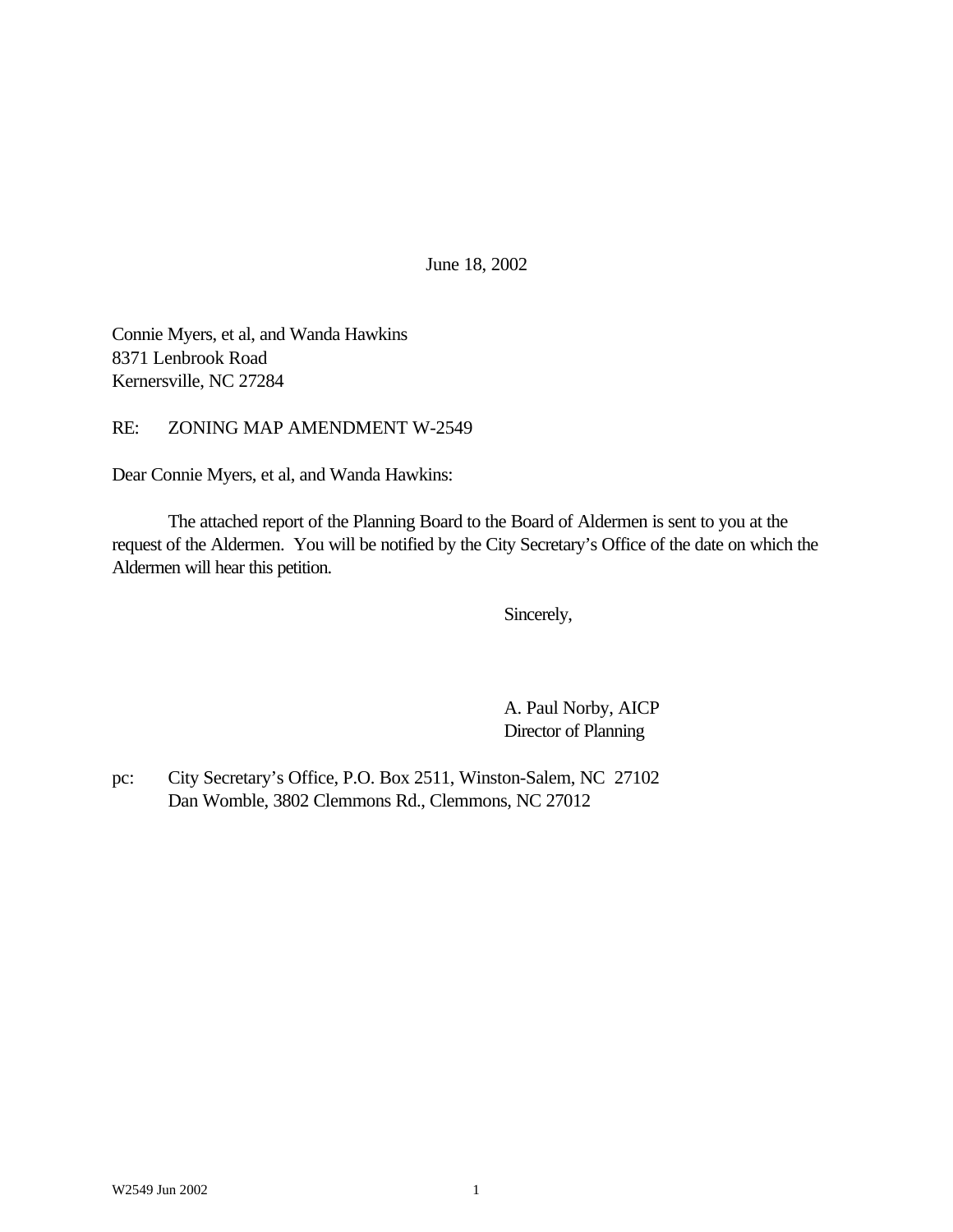June 18, 2002

Connie Myers, et al, and Wanda Hawkins
8371 Lenbrook Road
Kernersville, NC 27284

RE: ZONING MAP AMENDMENT W-2549

Dear Connie Myers, et al, and Wanda Hawkins:

The attached report of the Planning Board to the Board of Aldermen is sent to you at the request of the Aldermen. You will be notified by the City Secretary's Office of the date on which the Aldermen will hear this petition.

Sincerely,

A. Paul Norby, AICP
Director of Planning

pc: City Secretary's Office, P.O. Box 2511, Winston-Salem, NC 27102
Dan Womble, 3802 Clemmons Rd., Clemmons, NC 27012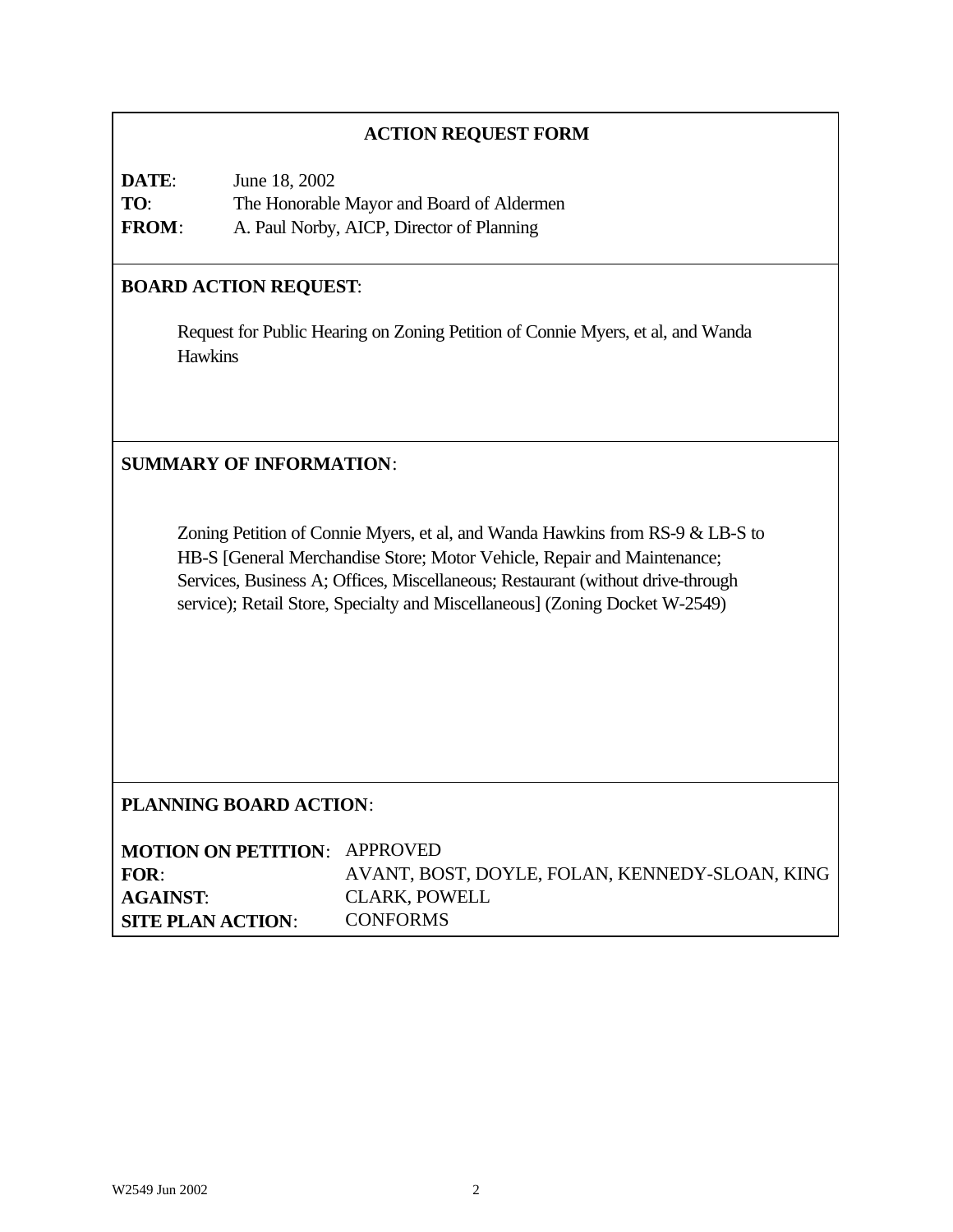## ACTION REQUEST FORM

**DATE**: June 18, 2002
**TO**: The Honorable Mayor and Board of Aldermen
**FROM**: A. Paul Norby, AICP, Director of Planning

## BOARD ACTION REQUEST:

Request for Public Hearing on Zoning Petition of Connie Myers, et al, and Wanda Hawkins

## SUMMARY OF INFORMATION:

Zoning Petition of Connie Myers, et al, and Wanda Hawkins from RS-9 & LB-S to HB-S [General Merchandise Store; Motor Vehicle, Repair and Maintenance; Services, Business A; Offices, Miscellaneous; Restaurant (without drive-through service); Retail Store, Specialty and Miscellaneous] (Zoning Docket W-2549)

## PLANNING BOARD ACTION:

**MOTION ON PETITION**: APPROVED
**FOR**: AVANT, BOST, DOYLE, FOLAN, KENNEDY-SLOAN, KING
**AGAINST**: CLARK, POWELL
**SITE PLAN ACTION**: CONFORMS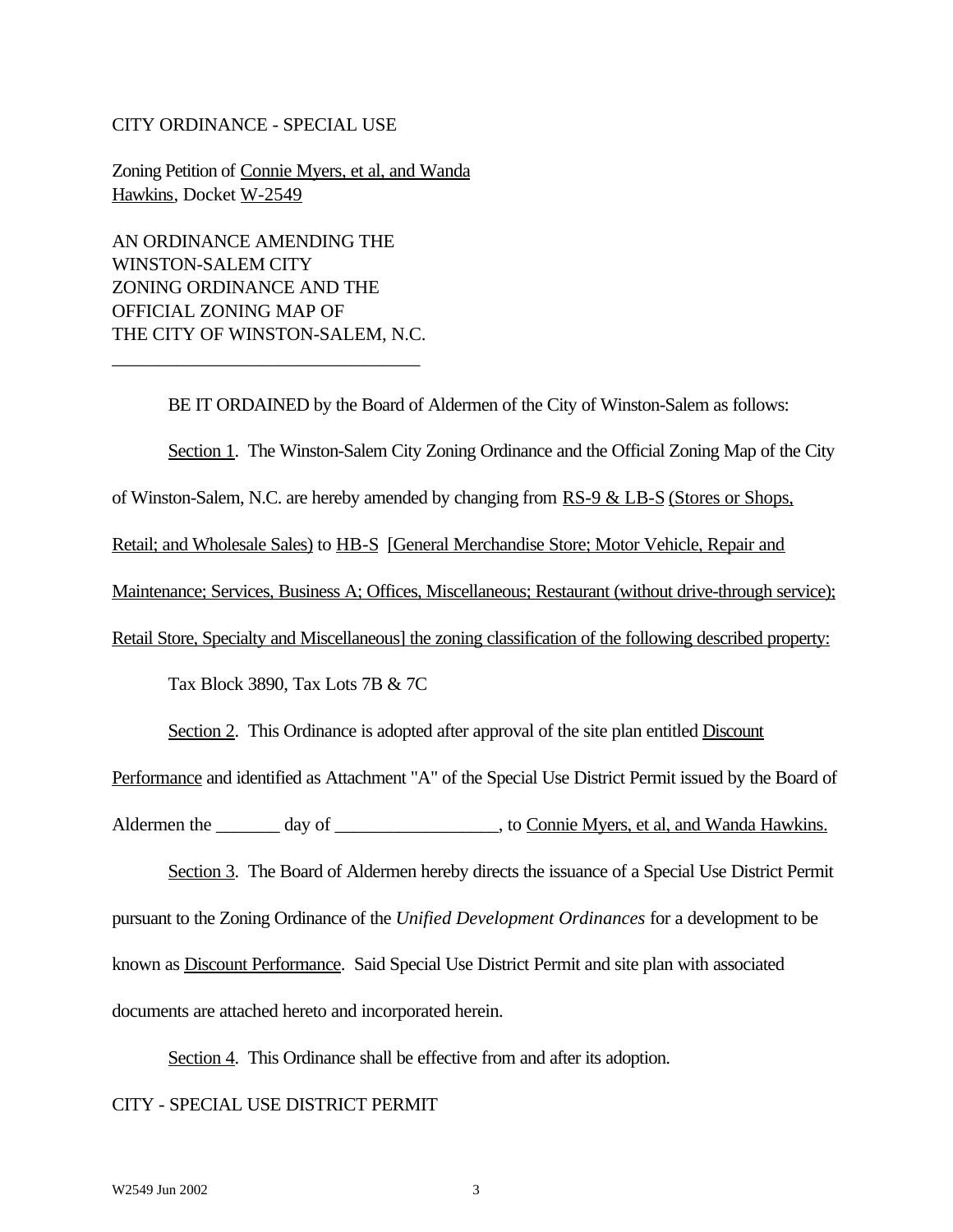CITY ORDINANCE - SPECIAL USE

Zoning Petition of Connie Myers, et al, and Wanda Hawkins, Docket W-2549

AN ORDINANCE AMENDING THE WINSTON-SALEM CITY ZONING ORDINANCE AND THE OFFICIAL ZONING MAP OF THE CITY OF WINSTON-SALEM, N.C.

---

BE IT ORDAINED by the Board of Aldermen of the City of Winston-Salem as follows:

Section 1. The Winston-Salem City Zoning Ordinance and the Official Zoning Map of the City of Winston-Salem, N.C. are hereby amended by changing from RS-9 & LB-S (Stores or Shops, Retail; and Wholesale Sales) to HB-S [General Merchandise Store; Motor Vehicle, Repair and Maintenance; Services, Business A; Offices, Miscellaneous; Restaurant (without drive-through service); Retail Store, Specialty and Miscellaneous] the zoning classification of the following described property:

Tax Block 3890, Tax Lots 7B & 7C

Section 2. This Ordinance is adopted after approval of the site plan entitled Discount Performance and identified as Attachment "A" of the Special Use District Permit issued by the Board of Aldermen the _______ day of __________________, to Connie Myers, et al, and Wanda Hawkins.

Section 3. The Board of Aldermen hereby directs the issuance of a Special Use District Permit pursuant to the Zoning Ordinance of the *Unified Development Ordinances* for a development to be known as Discount Performance. Said Special Use District Permit and site plan with associated documents are attached hereto and incorporated herein.

Section 4. This Ordinance shall be effective from and after its adoption.

CITY - SPECIAL USE DISTRICT PERMIT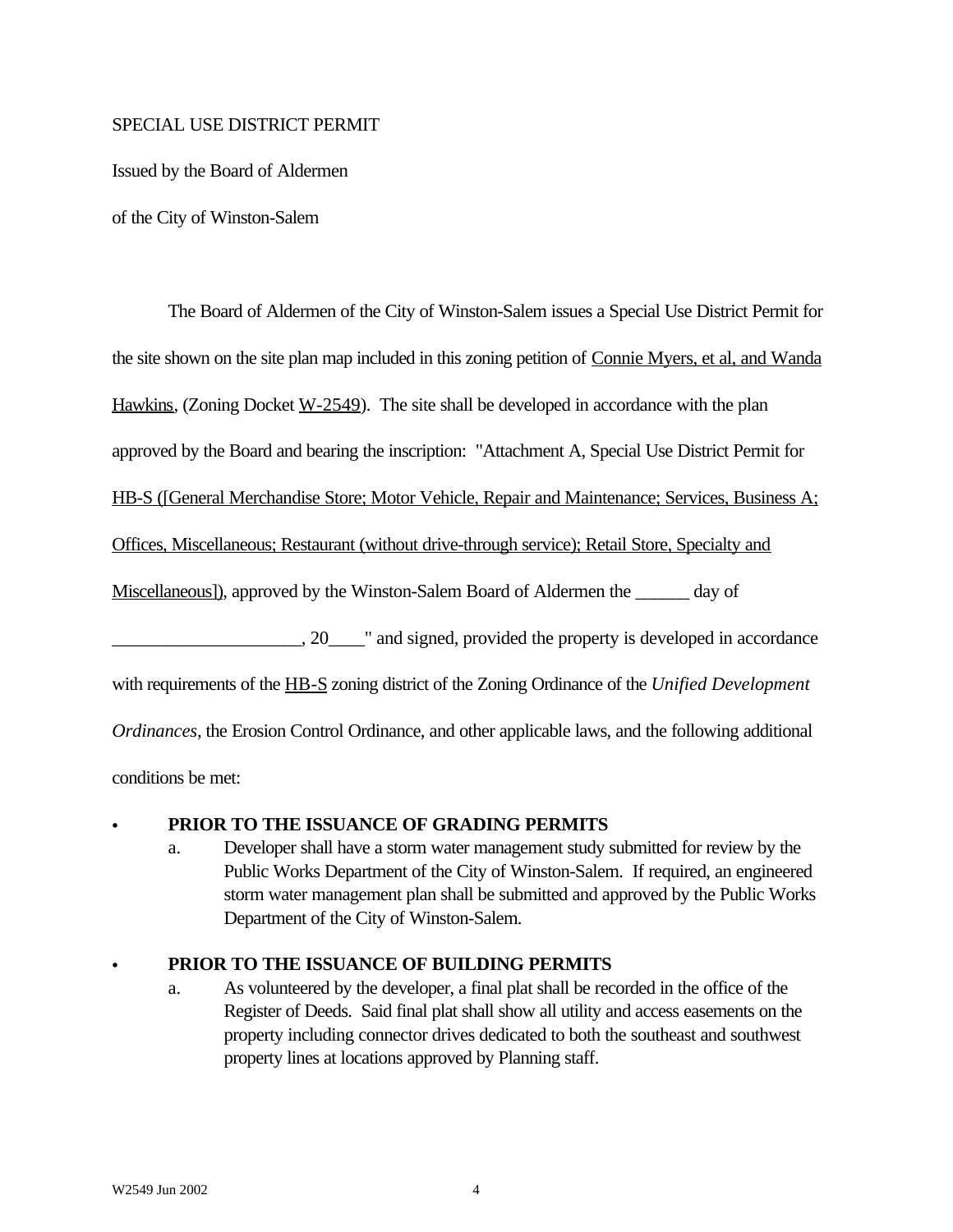SPECIAL USE DISTRICT PERMIT

Issued by the Board of Aldermen

of the City of Winston-Salem

The Board of Aldermen of the City of Winston-Salem issues a Special Use District Permit for the site shown on the site plan map included in this zoning petition of <u>Connie Myers, et al, and Wanda Hawkins</u>, (Zoning Docket <u>W-2549</u>). The site shall be developed in accordance with the plan approved by the Board and bearing the inscription: "Attachment A, Special Use District Permit for <u>HB-S ([General Merchandise Store; Motor Vehicle, Repair and Maintenance; Services, Business A; Offices, Miscellaneous; Restaurant (without drive-through service); Retail Store, Specialty and Miscellaneous])</u>, approved by the Winston-Salem Board of Aldermen the ______ day of ____________________, 20____" and signed, provided the property is developed in accordance with requirements of the <u>HB-S</u> zoning district of the Zoning Ordinance of the *Unified Development Ordinances*, the Erosion Control Ordinance, and other applicable laws, and the following additional conditions be met:

- **PRIOR TO THE ISSUANCE OF GRADING PERMITS**
  a. Developer shall have a storm water management study submitted for review by the Public Works Department of the City of Winston-Salem. If required, an engineered storm water management plan shall be submitted and approved by the Public Works Department of the City of Winston-Salem.

- **PRIOR TO THE ISSUANCE OF BUILDING PERMITS**
  a. As volunteered by the developer, a final plat shall be recorded in the office of the Register of Deeds. Said final plat shall show all utility and access easements on the property including connector drives dedicated to both the southeast and southwest property lines at locations approved by Planning staff.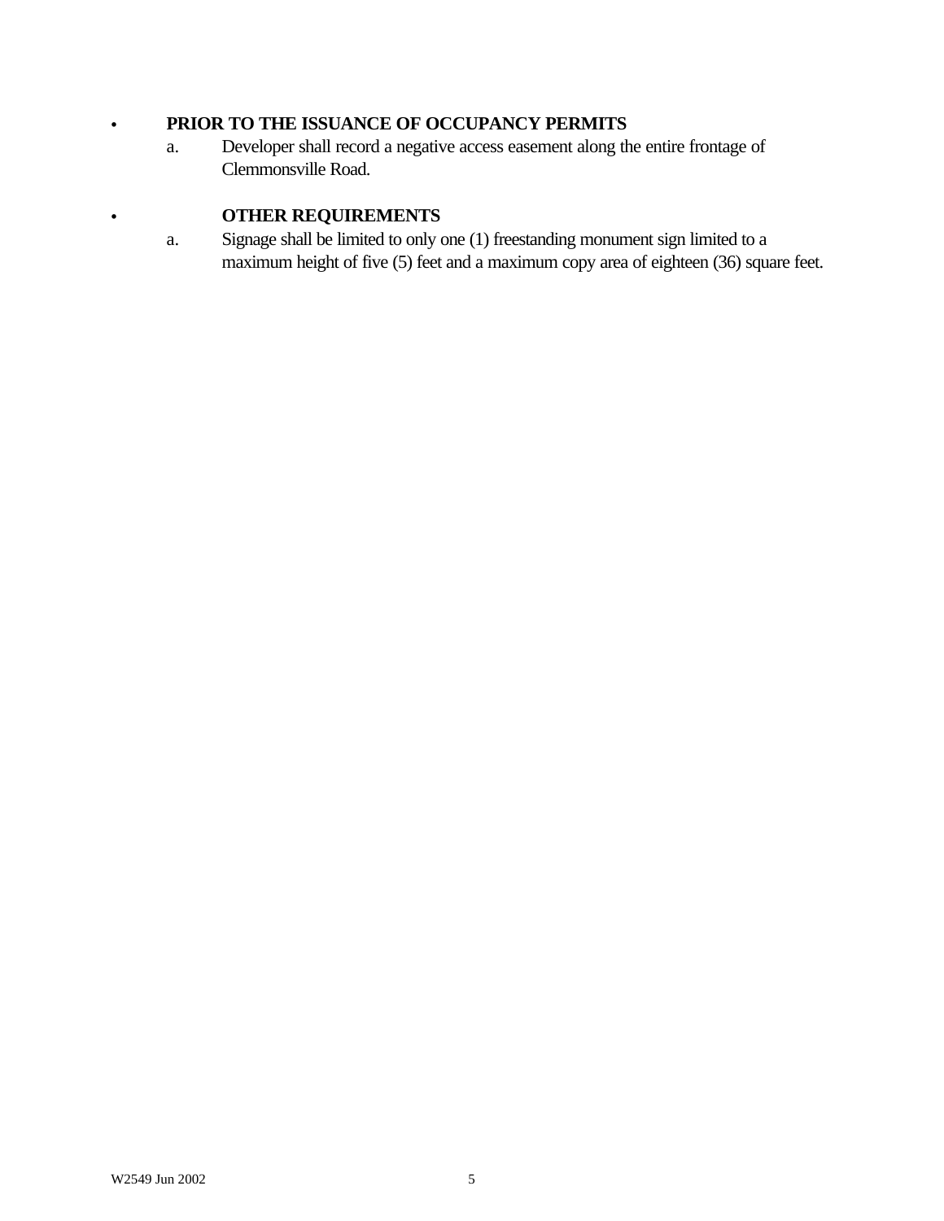- **PRIOR TO THE ISSUANCE OF OCCUPANCY PERMITS**
  - a. Developer shall record a negative access easement along the entire frontage of Clemmonsville Road.

- **OTHER REQUIREMENTS**
  - a. Signage shall be limited to only one (1) freestanding monument sign limited to a maximum height of five (5) feet and a maximum copy area of eighteen (36) square feet.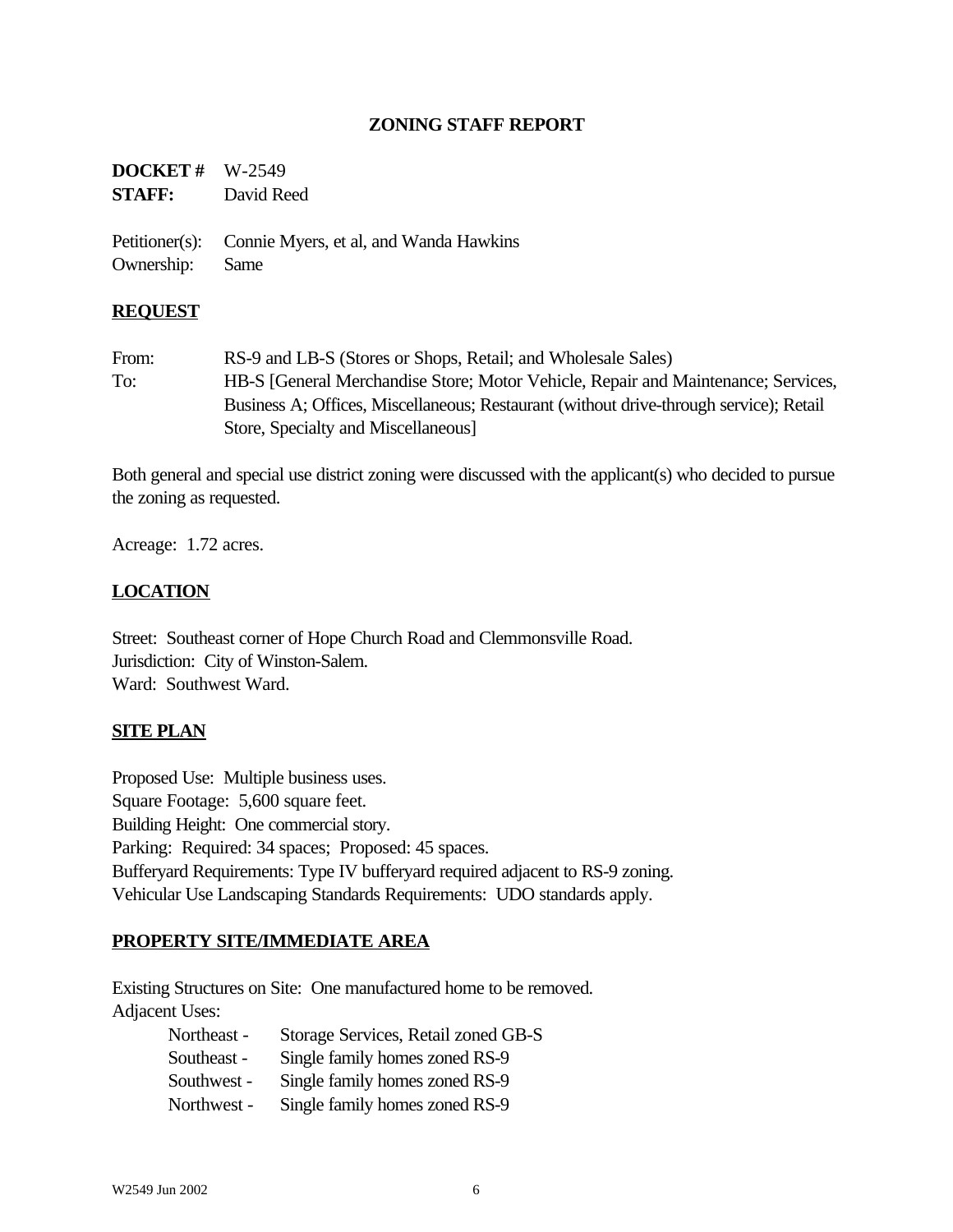# ZONING STAFF REPORT

**DOCKET #** W-2549
**STAFF:** David Reed

Petitioner(s): Connie Myers, et al, and Wanda Hawkins
Ownership: Same

## REQUEST

From: RS-9 and LB-S (Stores or Shops, Retail; and Wholesale Sales)
To: HB-S [General Merchandise Store; Motor Vehicle, Repair and Maintenance; Services, Business A; Offices, Miscellaneous; Restaurant (without drive-through service); Retail Store, Specialty and Miscellaneous]

Both general and special use district zoning were discussed with the applicant(s) who decided to pursue the zoning as requested.

Acreage: 1.72 acres.

## LOCATION

Street: Southeast corner of Hope Church Road and Clemmonsville Road.
Jurisdiction: City of Winston-Salem.
Ward: Southwest Ward.

## SITE PLAN

Proposed Use: Multiple business uses.
Square Footage: 5,600 square feet.
Building Height: One commercial story.
Parking: Required: 34 spaces; Proposed: 45 spaces.
Bufferyard Requirements: Type IV bufferyard required adjacent to RS-9 zoning.
Vehicular Use Landscaping Standards Requirements: UDO standards apply.

## PROPERTY SITE/IMMEDIATE AREA

Existing Structures on Site: One manufactured home to be removed.
Adjacent Uses:

- Northeast - Storage Services, Retail zoned GB-S
- Southeast - Single family homes zoned RS-9
- Southwest - Single family homes zoned RS-9
- Northwest - Single family homes zoned RS-9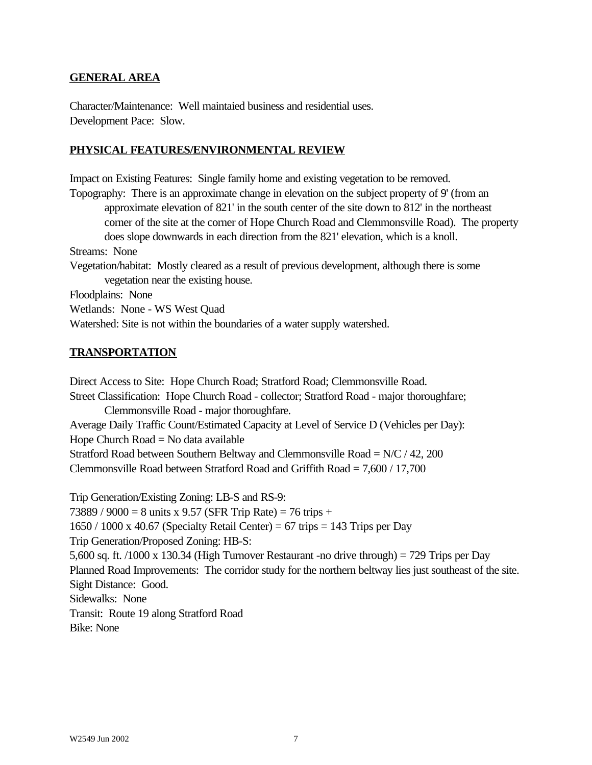## GENERAL AREA

Character/Maintenance: Well maintaied business and residential uses.
Development Pace: Slow.

## PHYSICAL FEATURES/ENVIRONMENTAL REVIEW

Impact on Existing Features: Single family home and existing vegetation to be removed.

Topography: There is an approximate change in elevation on the subject property of 9' (from an approximate elevation of 821' in the south center of the site down to 812' in the northeast corner of the site at the corner of Hope Church Road and Clemmonsville Road). The property does slope downwards in each direction from the 821' elevation, which is a knoll.

Streams: None

Vegetation/habitat: Mostly cleared as a result of previous development, although there is some vegetation near the existing house.

Floodplains: None

Wetlands: None - WS West Quad

Watershed: Site is not within the boundaries of a water supply watershed.

## TRANSPORTATION

Direct Access to Site: Hope Church Road; Stratford Road; Clemmonsville Road.

Street Classification: Hope Church Road - collector; Stratford Road - major thoroughfare; Clemmonsville Road - major thoroughfare.

Average Daily Traffic Count/Estimated Capacity at Level of Service D (Vehicles per Day):
Hope Church Road = No data available
Stratford Road between Southern Beltway and Clemmonsville Road = N/C / 42, 200
Clemmonsville Road between Stratford Road and Griffith Road = 7,600 / 17,700

Trip Generation/Existing Zoning: LB-S and RS-9:
73889 / 9000 = 8 units x 9.57 (SFR Trip Rate) = 76 trips +
1650 / 1000 x 40.67 (Specialty Retail Center) = 67 trips = 143 Trips per Day

Trip Generation/Proposed Zoning: HB-S:
5,600 sq. ft. /1000 x 130.34 (High Turnover Restaurant -no drive through) = 729 Trips per Day

Planned Road Improvements: The corridor study for the northern beltway lies just southeast of the site.

Sight Distance: Good.

Sidewalks: None

Transit: Route 19 along Stratford Road

Bike: None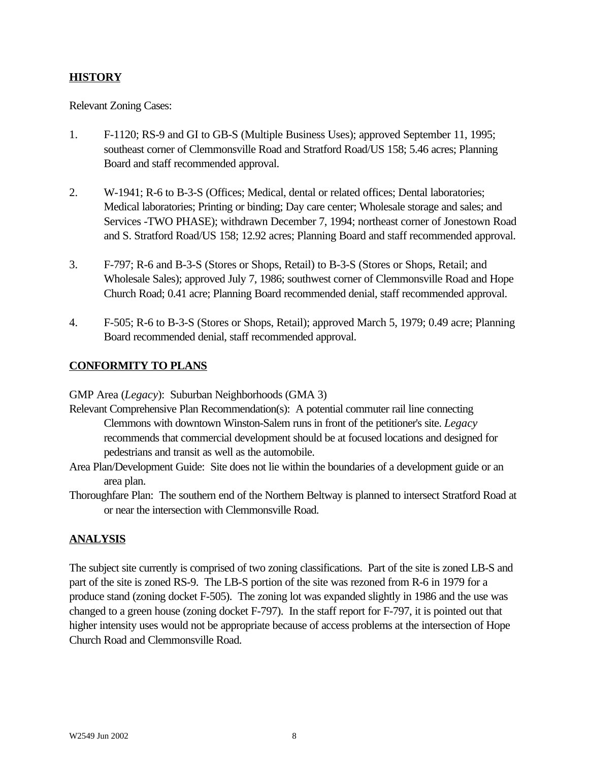## HISTORY

Relevant Zoning Cases:

1. F-1120; RS-9 and GI to GB-S (Multiple Business Uses); approved September 11, 1995; southeast corner of Clemmonsville Road and Stratford Road/US 158; 5.46 acres; Planning Board and staff recommended approval.

2. W-1941; R-6 to B-3-S (Offices; Medical, dental or related offices; Dental laboratories; Medical laboratories; Printing or binding; Day care center; Wholesale storage and sales; and Services -TWO PHASE); withdrawn December 7, 1994; northeast corner of Jonestown Road and S. Stratford Road/US 158; 12.92 acres; Planning Board and staff recommended approval.

3. F-797; R-6 and B-3-S (Stores or Shops, Retail) to B-3-S (Stores or Shops, Retail; and Wholesale Sales); approved July 7, 1986; southwest corner of Clemmonsville Road and Hope Church Road; 0.41 acre; Planning Board recommended denial, staff recommended approval.

4. F-505; R-6 to B-3-S (Stores or Shops, Retail); approved March 5, 1979; 0.49 acre; Planning Board recommended denial, staff recommended approval.

## CONFORMITY TO PLANS

GMP Area (*Legacy*): Suburban Neighborhoods (GMA 3)

Relevant Comprehensive Plan Recommendation(s): A potential commuter rail line connecting Clemmons with downtown Winston-Salem runs in front of the petitioner's site. *Legacy* recommends that commercial development should be at focused locations and designed for pedestrians and transit as well as the automobile.

Area Plan/Development Guide: Site does not lie within the boundaries of a development guide or an area plan.

Thoroughfare Plan: The southern end of the Northern Beltway is planned to intersect Stratford Road at or near the intersection with Clemmonsville Road.

## ANALYSIS

The subject site currently is comprised of two zoning classifications. Part of the site is zoned LB-S and part of the site is zoned RS-9. The LB-S portion of the site was rezoned from R-6 in 1979 for a produce stand (zoning docket F-505). The zoning lot was expanded slightly in 1986 and the use was changed to a green house (zoning docket F-797). In the staff report for F-797, it is pointed out that higher intensity uses would not be appropriate because of access problems at the intersection of Hope Church Road and Clemmonsville Road.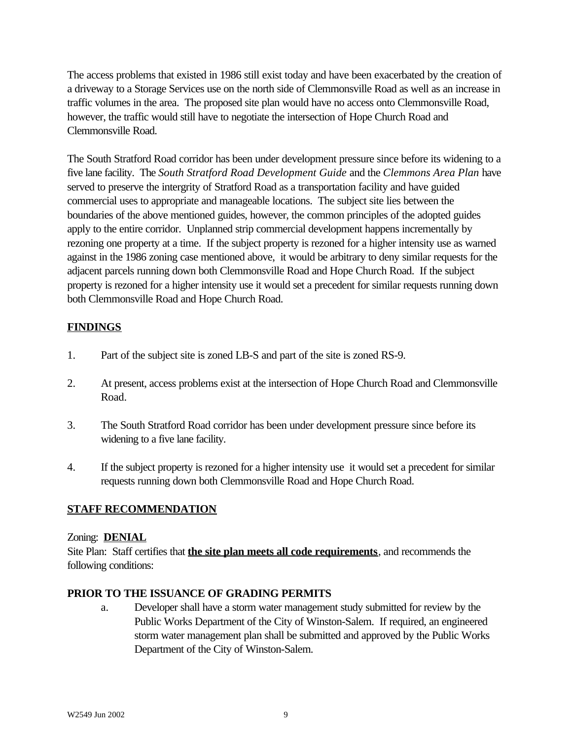The access problems that existed in 1986 still exist today and have been exacerbated by the creation of a driveway to a Storage Services use on the north side of Clemmonsville Road as well as an increase in traffic volumes in the area. The proposed site plan would have no access onto Clemmonsville Road, however, the traffic would still have to negotiate the intersection of Hope Church Road and Clemmonsville Road.

The South Stratford Road corridor has been under development pressure since before its widening to a five lane facility. The *South Stratford Road Development Guide* and the *Clemmons Area Plan* have served to preserve the intergrity of Stratford Road as a transportation facility and have guided commercial uses to appropriate and manageable locations. The subject site lies between the boundaries of the above mentioned guides, however, the common principles of the adopted guides apply to the entire corridor. Unplanned strip commercial development happens incrementally by rezoning one property at a time. If the subject property is rezoned for a higher intensity use as warned against in the 1986 zoning case mentioned above, it would be arbitrary to deny similar requests for the adjacent parcels running down both Clemmonsville Road and Hope Church Road. If the subject property is rezoned for a higher intensity use it would set a precedent for similar requests running down both Clemmonsville Road and Hope Church Road.

## FINDINGS

1. Part of the subject site is zoned LB-S and part of the site is zoned RS-9.

2. At present, access problems exist at the intersection of Hope Church Road and Clemmonsville Road.

3. The South Stratford Road corridor has been under development pressure since before its widening to a five lane facility.

4. If the subject property is rezoned for a higher intensity use it would set a precedent for similar requests running down both Clemmonsville Road and Hope Church Road.

## STAFF RECOMMENDATION

Zoning: **DENIAL**
Site Plan: Staff certifies that **the site plan meets all code requirements**, and recommends the following conditions:

### PRIOR TO THE ISSUANCE OF GRADING PERMITS

a. Developer shall have a storm water management study submitted for review by the Public Works Department of the City of Winston-Salem. If required, an engineered storm water management plan shall be submitted and approved by the Public Works Department of the City of Winston-Salem.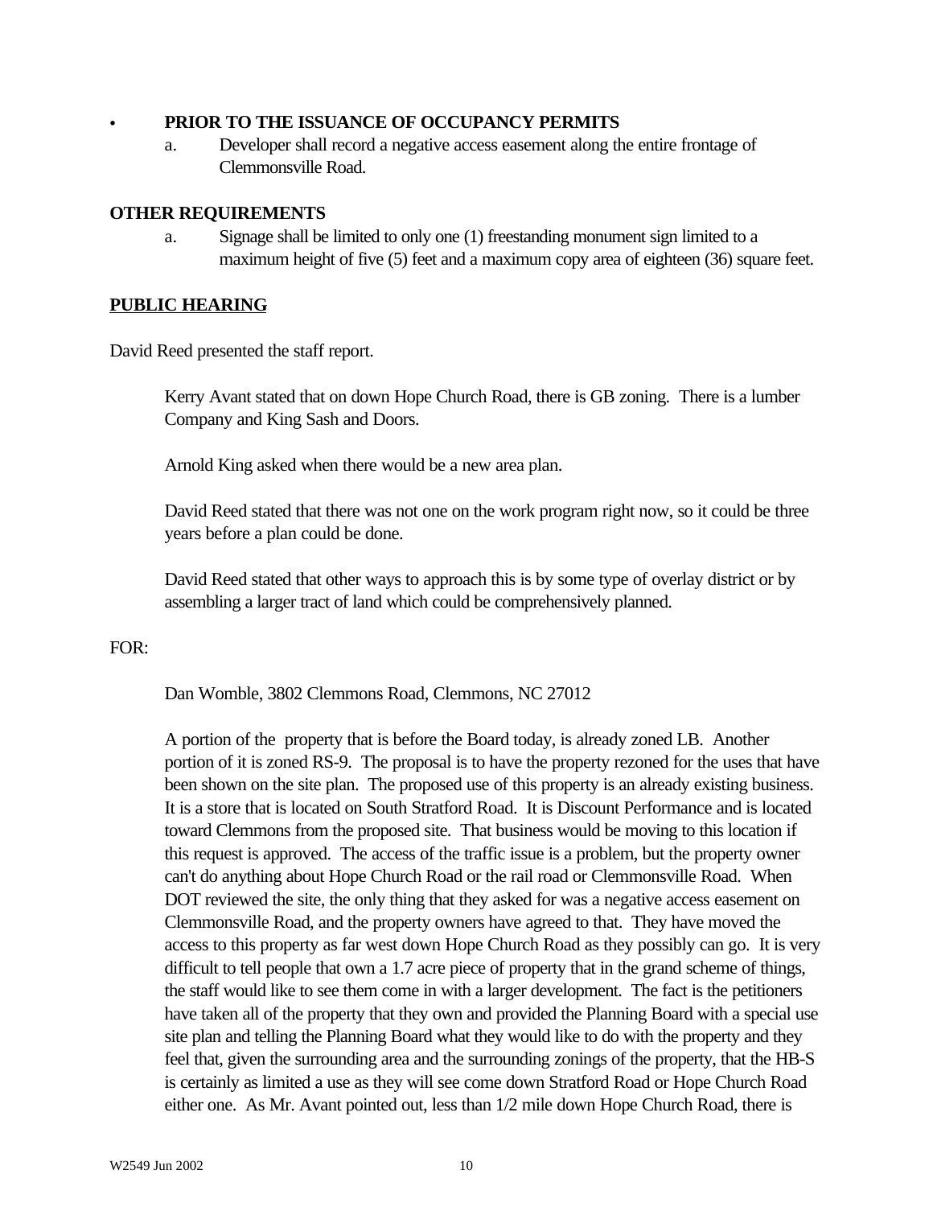- **PRIOR TO THE ISSUANCE OF OCCUPANCY PERMITS**
  a. Developer shall record a negative access easement along the entire frontage of Clemmonsville Road.

**OTHER REQUIREMENTS**

a. Signage shall be limited to only one (1) freestanding monument sign limited to a maximum height of five (5) feet and a maximum copy area of eighteen (36) square feet.

**PUBLIC HEARING**

David Reed presented the staff report.

> Kerry Avant stated that on down Hope Church Road, there is GB zoning. There is a lumber Company and King Sash and Doors.
>
> Arnold King asked when there would be a new area plan.
>
> David Reed stated that there was not one on the work program right now, so it could be three years before a plan could be done.
>
> David Reed stated that other ways to approach this is by some type of overlay district or by assembling a larger tract of land which could be comprehensively planned.

FOR:

> Dan Womble, 3802 Clemmons Road, Clemmons, NC 27012
>
> A portion of the property that is before the Board today, is already zoned LB. Another portion of it is zoned RS-9. The proposal is to have the property rezoned for the uses that have been shown on the site plan. The proposed use of this property is an already existing business. It is a store that is located on South Stratford Road. It is Discount Performance and is located toward Clemmons from the proposed site. That business would be moving to this location if this request is approved. The access of the traffic issue is a problem, but the property owner can't do anything about Hope Church Road or the rail road or Clemmonsville Road. When DOT reviewed the site, the only thing that they asked for was a negative access easement on Clemmonsville Road, and the property owners have agreed to that. They have moved the access to this property as far west down Hope Church Road as they possibly can go. It is very difficult to tell people that own a 1.7 acre piece of property that in the grand scheme of things, the staff would like to see them come in with a larger development. The fact is the petitioners have taken all of the property that they own and provided the Planning Board with a special use site plan and telling the Planning Board what they would like to do with the property and they feel that, given the surrounding area and the surrounding zonings of the property, that the HB-S is certainly as limited a use as they will see come down Stratford Road or Hope Church Road either one. As Mr. Avant pointed out, less than 1/2 mile down Hope Church Road, there is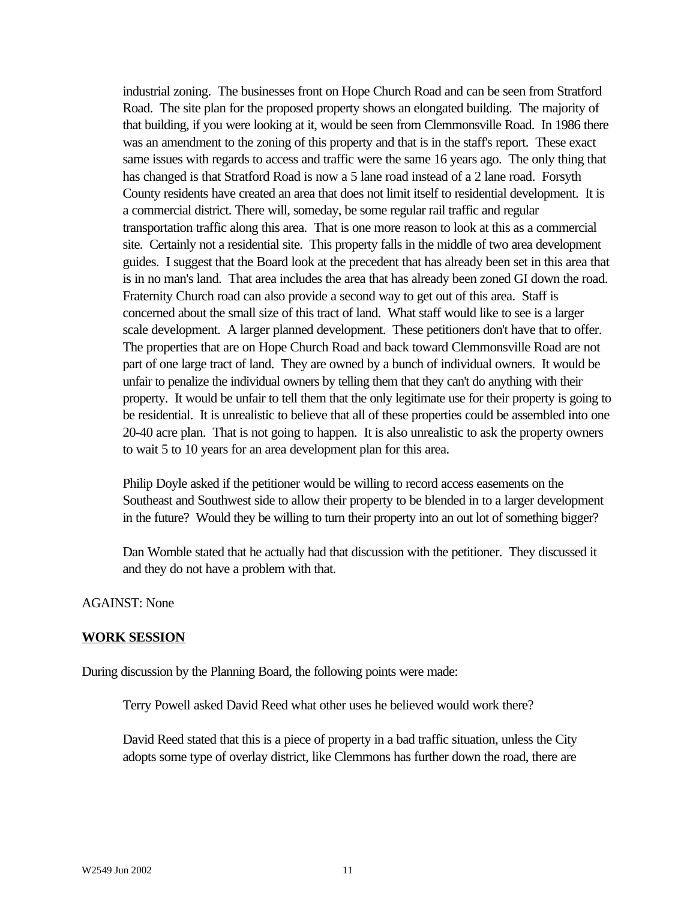industrial zoning. The businesses front on Hope Church Road and can be seen from Stratford Road. The site plan for the proposed property shows an elongated building. The majority of that building, if you were looking at it, would be seen from Clemmonsville Road. In 1986 there was an amendment to the zoning of this property and that is in the staff's report. These exact same issues with regards to access and traffic were the same 16 years ago. The only thing that has changed is that Stratford Road is now a 5 lane road instead of a 2 lane road. Forsyth County residents have created an area that does not limit itself to residential development. It is a commercial district. There will, someday, be some regular rail traffic and regular transportation traffic along this area. That is one more reason to look at this as a commercial site. Certainly not a residential site. This property falls in the middle of two area development guides. I suggest that the Board look at the precedent that has already been set in this area that is in no man's land. That area includes the area that has already been zoned GI down the road. Fraternity Church road can also provide a second way to get out of this area. Staff is concerned about the small size of this tract of land. What staff would like to see is a larger scale development. A larger planned development. These petitioners don't have that to offer. The properties that are on Hope Church Road and back toward Clemmonsville Road are not part of one large tract of land. They are owned by a bunch of individual owners. It would be unfair to penalize the individual owners by telling them that they can't do anything with their property. It would be unfair to tell them that the only legitimate use for their property is going to be residential. It is unrealistic to believe that all of these properties could be assembled into one 20-40 acre plan. That is not going to happen. It is also unrealistic to ask the property owners to wait 5 to 10 years for an area development plan for this area.

Philip Doyle asked if the petitioner would be willing to record access easements on the Southeast and Southwest side to allow their property to be blended in to a larger development in the future? Would they be willing to turn their property into an out lot of something bigger?

Dan Womble stated that he actually had that discussion with the petitioner. They discussed it and they do not have a problem with that.

AGAINST: None

**WORK SESSION**

During discussion by the Planning Board, the following points were made:

Terry Powell asked David Reed what other uses he believed would work there?

David Reed stated that this is a piece of property in a bad traffic situation, unless the City adopts some type of overlay district, like Clemmons has further down the road, there are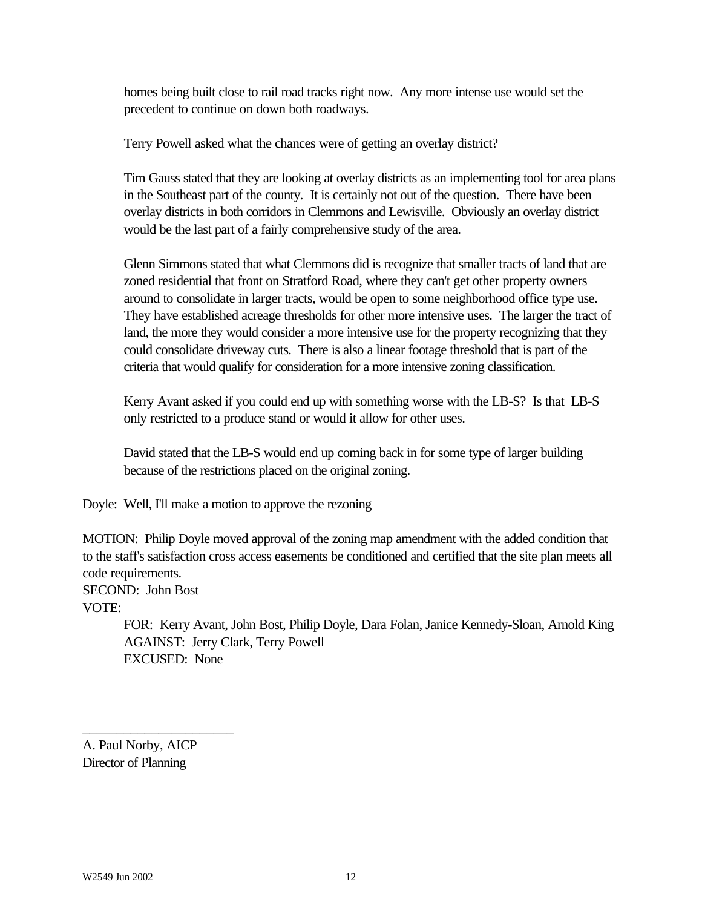homes being built close to rail road tracks right now. Any more intense use would set the precedent to continue on down both roadways.

Terry Powell asked what the chances were of getting an overlay district?

Tim Gauss stated that they are looking at overlay districts as an implementing tool for area plans in the Southeast part of the county. It is certainly not out of the question. There have been overlay districts in both corridors in Clemmons and Lewisville. Obviously an overlay district would be the last part of a fairly comprehensive study of the area.

Glenn Simmons stated that what Clemmons did is recognize that smaller tracts of land that are zoned residential that front on Stratford Road, where they can't get other property owners around to consolidate in larger tracts, would be open to some neighborhood office type use. They have established acreage thresholds for other more intensive uses. The larger the tract of land, the more they would consider a more intensive use for the property recognizing that they could consolidate driveway cuts. There is also a linear footage threshold that is part of the criteria that would qualify for consideration for a more intensive zoning classification.

Kerry Avant asked if you could end up with something worse with the LB-S? Is that LB-S only restricted to a produce stand or would it allow for other uses.

David stated that the LB-S would end up coming back in for some type of larger building because of the restrictions placed on the original zoning.

Doyle: Well, I'll make a motion to approve the rezoning

MOTION: Philip Doyle moved approval of the zoning map amendment with the added condition that to the staff's satisfaction cross access easements be conditioned and certified that the site plan meets all code requirements.
SECOND: John Bost
VOTE:

FOR: Kerry Avant, John Bost, Philip Doyle, Dara Folan, Janice Kennedy-Sloan, Arnold King
AGAINST: Jerry Clark, Terry Powell
EXCUSED: None

\_\_\_\_\_\_\_\_\_\_\_\_\_\_\_\_\_\_\_\_\_\_\_

A. Paul Norby, AICP
Director of Planning